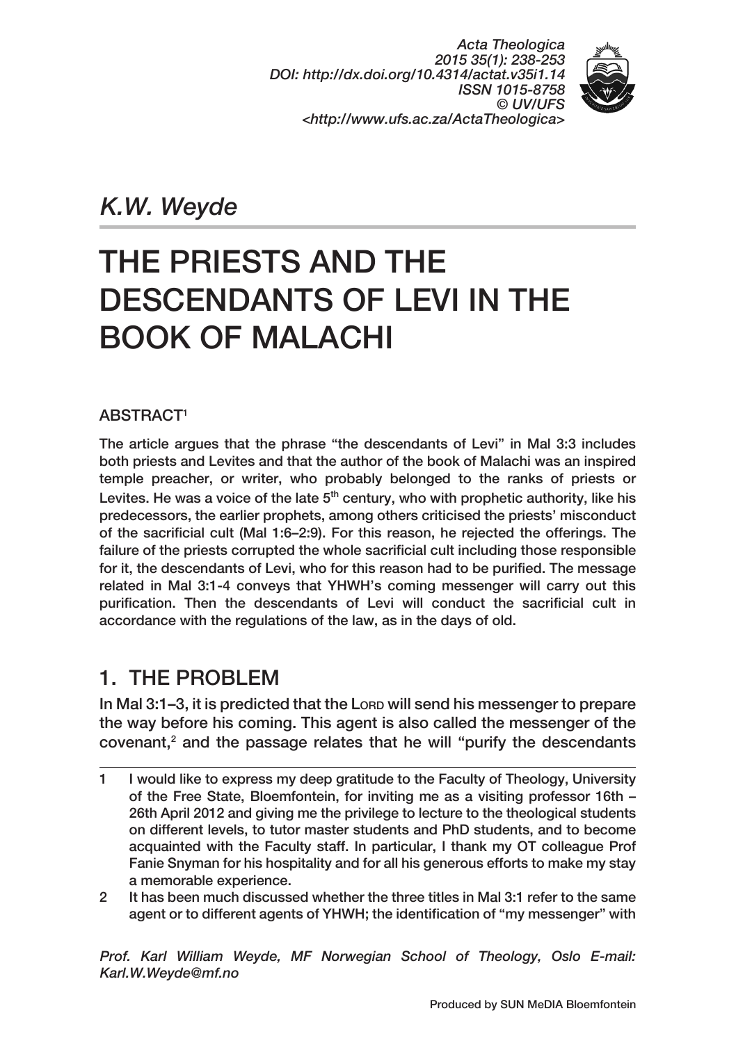*K.W. Weyde*

# THE PRIESTS AND THE DESCENDANTS OF LEVI IN THE BOOK OF MALACHI

**ABSTRACT[1]**

The article argues that the phrase "the descendants of Levi" in Mal 3:3 includes both priests and Levites and that the author of the book of Malachi was an inspired temple preacher, or writer, who probably belonged to the ranks of priests or Levites. He was a voice of the late 5th century, who with prophetic authority, like his predecessors, the earlier prophets, among others criticised the priests' misconduct of the sacrificial cult (Mal 1:6–2:9). For this reason, he rejected the offerings. The failure of the priests corrupted the whole sacrificial cult including those responsible for it, the descendants of Levi, who for this reason had to be purified. The message related in Mal 3:1-4 conveys that YHWH's coming messenger will carry out this purification. Then the descendants of Levi will conduct the sacrificial cult in accordance with the regulations of the law, as in the days of old.

## 1. THE PROBLEM

In Mal 3:1–3, it is predicted that the Lord will send his messenger to prepare the way before his coming. This agent is also called the messenger of the covenant,[2] and the passage relates that he will "purify the descendants

1 I would like to express my deep gratitude to the Faculty of Theology, University of the Free State, Bloemfontein, for inviting me as a visiting professor 16th – 26th April 2012 and giving me the privilege to lecture to the theological students on different levels, to tutor master students and PhD students, and to become acquainted with the Faculty staff. In particular, I thank my OT colleague Prof Fanie Snyman for his hospitality and for all his generous efforts to make my stay a memorable experience.

2 It has been much discussed whether the three titles in Mal 3:1 refer to the same agent or to different agents of YHWH; the identification of "my messenger" with

*Prof. Karl William Weyde, MF Norwegian School of Theology, Oslo E-mail: Karl.W.Weyde@mf.no*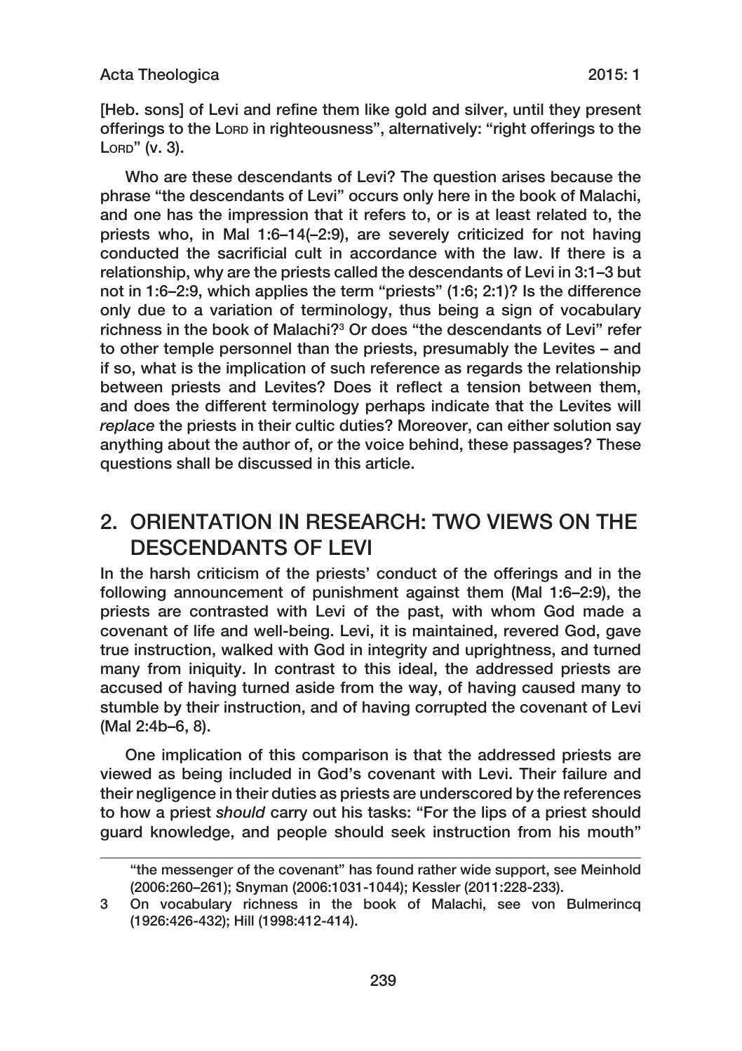[Heb. sons] of Levi and refine them like gold and silver, until they present offerings to the Lord in righteousness", alternatively: "right offerings to the Lord" (v. 3).

Who are these descendants of Levi? The question arises because the phrase "the descendants of Levi" occurs only here in the book of Malachi, and one has the impression that it refers to, or is at least related to, the priests who, in Mal 1:6–14(–2:9), are severely criticized for not having conducted the sacrificial cult in accordance with the law. If there is a relationship, why are the priests called the descendants of Levi in 3:1–3 but not in 1:6–2:9, which applies the term "priests" (1:6; 2:1)? Is the difference only due to a variation of terminology, thus being a sign of vocabulary richness in the book of Malachi?[3] Or does "the descendants of Levi" refer to other temple personnel than the priests, presumably the Levites – and if so, what is the implication of such reference as regards the relationship between priests and Levites? Does it reflect a tension between them, and does the different terminology perhaps indicate that the Levites will *replace* the priests in their cultic duties? Moreover, can either solution say anything about the author of, or the voice behind, these passages? These questions shall be discussed in this article.

## 2. ORIENTATION IN RESEARCH: TWO VIEWS ON THE DESCENDANTS OF LEVI

In the harsh criticism of the priests' conduct of the offerings and in the following announcement of punishment against them (Mal 1:6–2:9), the priests are contrasted with Levi of the past, with whom God made a covenant of life and well-being. Levi, it is maintained, revered God, gave true instruction, walked with God in integrity and uprightness, and turned many from iniquity. In contrast to this ideal, the addressed priests are accused of having turned aside from the way, of having caused many to stumble by their instruction, and of having corrupted the covenant of Levi (Mal 2:4b–6, 8).

One implication of this comparison is that the addressed priests are viewed as being included in God's covenant with Levi. Their failure and their negligence in their duties as priests are underscored by the references to how a priest *should* carry out his tasks: "For the lips of a priest should guard knowledge, and people should seek instruction from his mouth"

---

"the messenger of the covenant" has found rather wide support, see Meinhold (2006:260–261); Snyman (2006:1031-1044); Kessler (2011:228-233).

3 On vocabulary richness in the book of Malachi, see von Bulmerincq (1926:426-432); Hill (1998:412-414).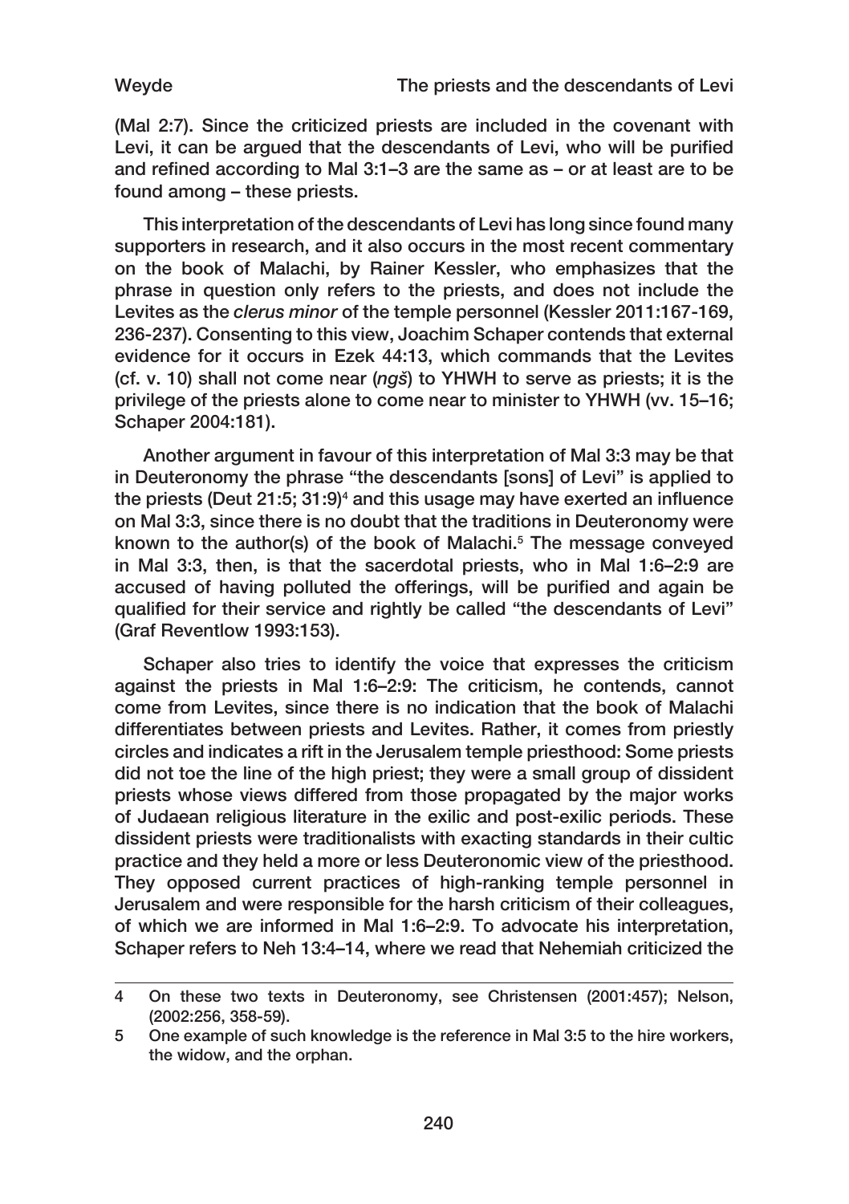(Mal 2:7). Since the criticized priests are included in the covenant with Levi, it can be argued that the descendants of Levi, who will be purified and refined according to Mal 3:1–3 are the same as – or at least are to be found among – these priests.

This interpretation of the descendants of Levi has long since found many supporters in research, and it also occurs in the most recent commentary on the book of Malachi, by Rainer Kessler, who emphasizes that the phrase in question only refers to the priests, and does not include the Levites as the *clerus minor* of the temple personnel (Kessler 2011:167-169, 236-237). Consenting to this view, Joachim Schaper contends that external evidence for it occurs in Ezek 44:13, which commands that the Levites (cf. v. 10) shall not come near (*ngš*) to YHWH to serve as priests; it is the privilege of the priests alone to come near to minister to YHWH (vv. 15–16; Schaper 2004:181).

Another argument in favour of this interpretation of Mal 3:3 may be that in Deuteronomy the phrase "the descendants [sons] of Levi" is applied to the priests (Deut 21:5; 31:9)[4] and this usage may have exerted an influence on Mal 3:3, since there is no doubt that the traditions in Deuteronomy were known to the author(s) of the book of Malachi.[5] The message conveyed in Mal 3:3, then, is that the sacerdotal priests, who in Mal 1:6–2:9 are accused of having polluted the offerings, will be purified and again be qualified for their service and rightly be called "the descendants of Levi" (Graf Reventlow 1993:153).

Schaper also tries to identify the voice that expresses the criticism against the priests in Mal 1:6–2:9: The criticism, he contends, cannot come from Levites, since there is no indication that the book of Malachi differentiates between priests and Levites. Rather, it comes from priestly circles and indicates a rift in the Jerusalem temple priesthood: Some priests did not toe the line of the high priest; they were a small group of dissident priests whose views differed from those propagated by the major works of Judaean religious literature in the exilic and post-exilic periods. These dissident priests were traditionalists with exacting standards in their cultic practice and they held a more or less Deuteronomic view of the priesthood. They opposed current practices of high-ranking temple personnel in Jerusalem and were responsible for the harsh criticism of their colleagues, of which we are informed in Mal 1:6–2:9. To advocate his interpretation, Schaper refers to Neh 13:4–14, where we read that Nehemiah criticized the

---

4 On these two texts in Deuteronomy, see Christensen (2001:457); Nelson, (2002:256, 358-59).

5 One example of such knowledge is the reference in Mal 3:5 to the hire workers, the widow, and the orphan.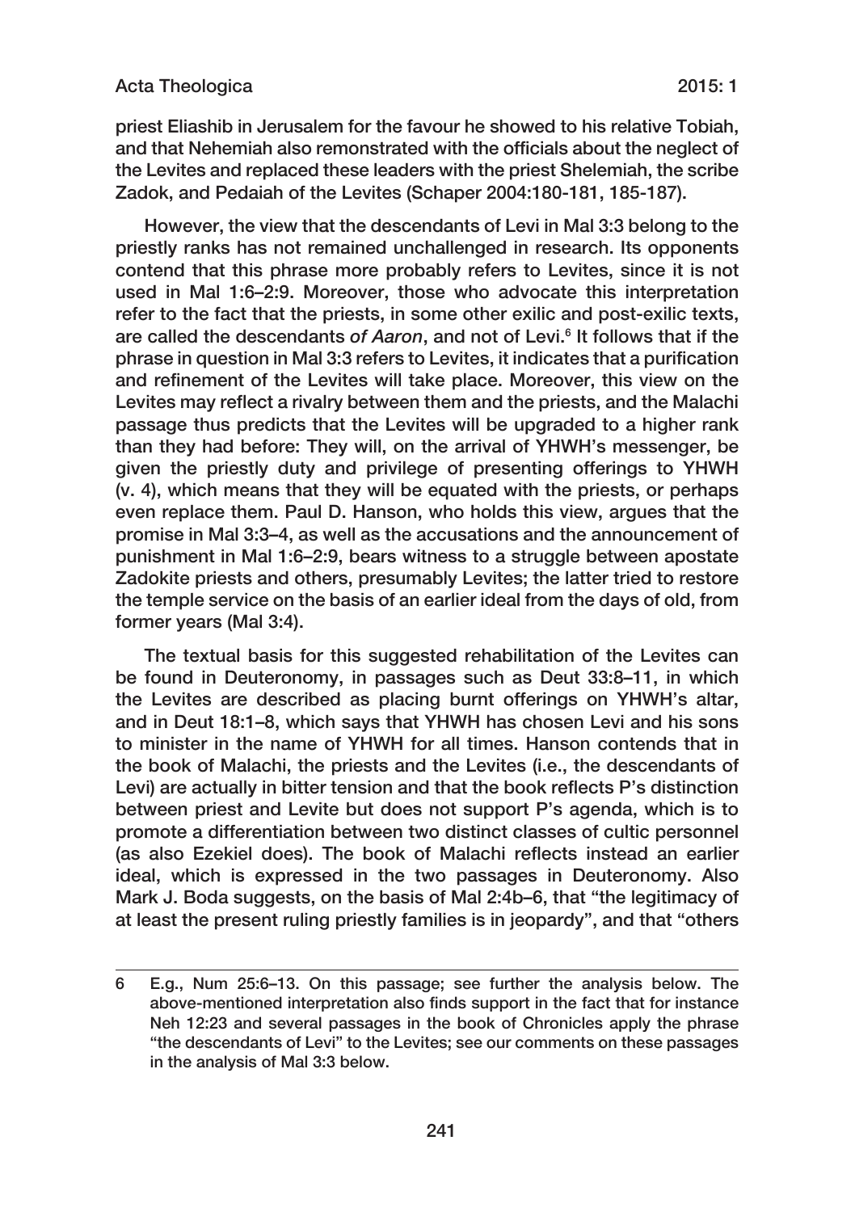priest Eliashib in Jerusalem for the favour he showed to his relative Tobiah, and that Nehemiah also remonstrated with the officials about the neglect of the Levites and replaced these leaders with the priest Shelemiah, the scribe Zadok, and Pedaiah of the Levites (Schaper 2004:180-181, 185-187).

However, the view that the descendants of Levi in Mal 3:3 belong to the priestly ranks has not remained unchallenged in research. Its opponents contend that this phrase more probably refers to Levites, since it is not used in Mal 1:6–2:9. Moreover, those who advocate this interpretation refer to the fact that the priests, in some other exilic and post-exilic texts, are called the descendants *of Aaron*, and not of Levi.[6] It follows that if the phrase in question in Mal 3:3 refers to Levites, it indicates that a purification and refinement of the Levites will take place. Moreover, this view on the Levites may reflect a rivalry between them and the priests, and the Malachi passage thus predicts that the Levites will be upgraded to a higher rank than they had before: They will, on the arrival of YHWH's messenger, be given the priestly duty and privilege of presenting offerings to YHWH (v. 4), which means that they will be equated with the priests, or perhaps even replace them. Paul D. Hanson, who holds this view, argues that the promise in Mal 3:3–4, as well as the accusations and the announcement of punishment in Mal 1:6–2:9, bears witness to a struggle between apostate Zadokite priests and others, presumably Levites; the latter tried to restore the temple service on the basis of an earlier ideal from the days of old, from former years (Mal 3:4).

The textual basis for this suggested rehabilitation of the Levites can be found in Deuteronomy, in passages such as Deut 33:8–11, in which the Levites are described as placing burnt offerings on YHWH's altar, and in Deut 18:1–8, which says that YHWH has chosen Levi and his sons to minister in the name of YHWH for all times. Hanson contends that in the book of Malachi, the priests and the Levites (i.e., the descendants of Levi) are actually in bitter tension and that the book reflects P's distinction between priest and Levite but does not support P's agenda, which is to promote a differentiation between two distinct classes of cultic personnel (as also Ezekiel does). The book of Malachi reflects instead an earlier ideal, which is expressed in the two passages in Deuteronomy. Also Mark J. Boda suggests, on the basis of Mal 2:4b–6, that "the legitimacy of at least the present ruling priestly families is in jeopardy", and that "others

---

6 E.g., Num 25:6–13. On this passage; see further the analysis below. The above-mentioned interpretation also finds support in the fact that for instance Neh 12:23 and several passages in the book of Chronicles apply the phrase "the descendants of Levi" to the Levites; see our comments on these passages in the analysis of Mal 3:3 below.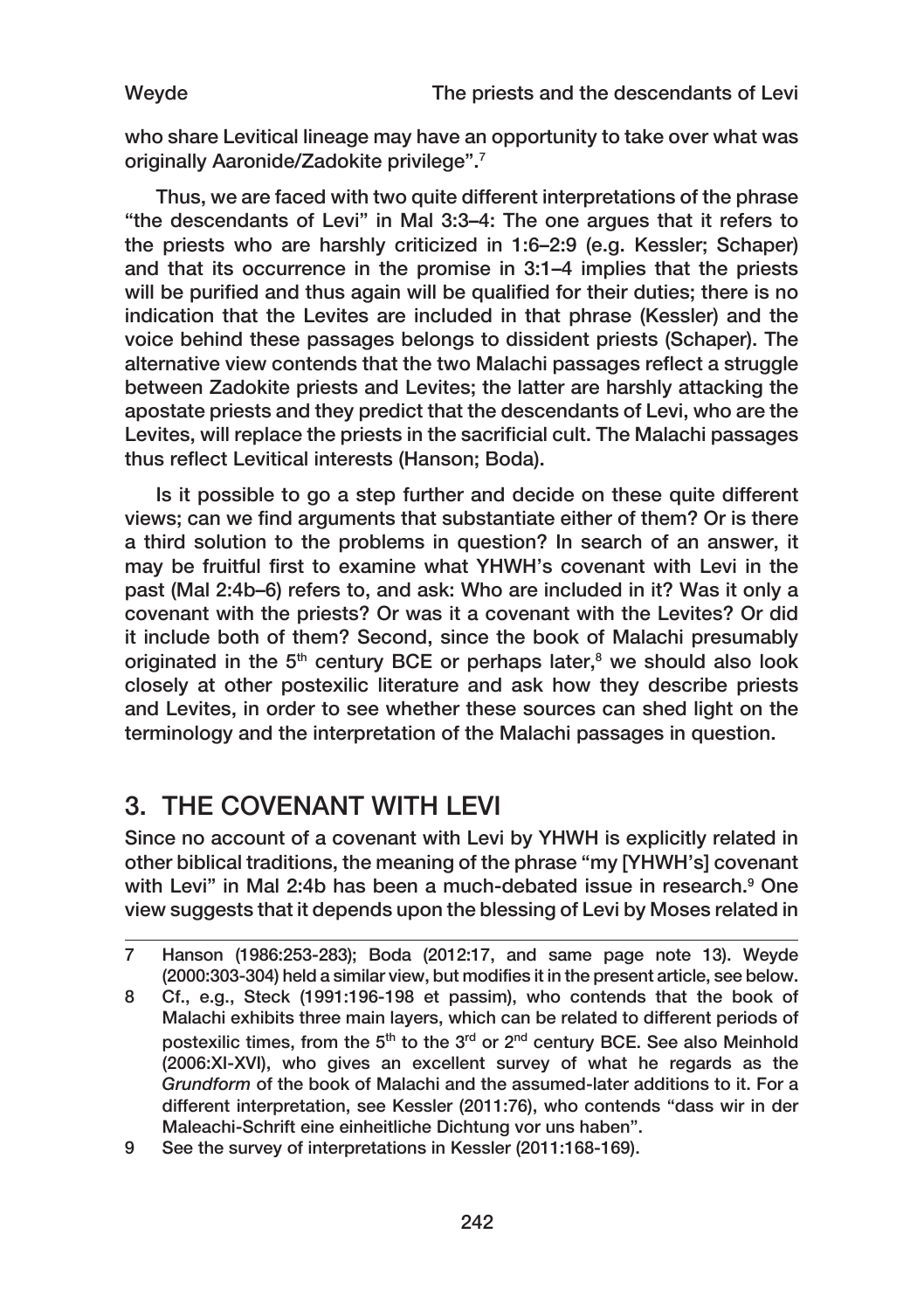who share Levitical lineage may have an opportunity to take over what was originally Aaronide/Zadokite privilege".[7]

Thus, we are faced with two quite different interpretations of the phrase "the descendants of Levi" in Mal 3:3–4: The one argues that it refers to the priests who are harshly criticized in 1:6–2:9 (e.g. Kessler; Schaper) and that its occurrence in the promise in 3:1–4 implies that the priests will be purified and thus again will be qualified for their duties; there is no indication that the Levites are included in that phrase (Kessler) and the voice behind these passages belongs to dissident priests (Schaper). The alternative view contends that the two Malachi passages reflect a struggle between Zadokite priests and Levites; the latter are harshly attacking the apostate priests and they predict that the descendants of Levi, who are the Levites, will replace the priests in the sacrificial cult. The Malachi passages thus reflect Levitical interests (Hanson; Boda).

Is it possible to go a step further and decide on these quite different views; can we find arguments that substantiate either of them? Or is there a third solution to the problems in question? In search of an answer, it may be fruitful first to examine what YHWH's covenant with Levi in the past (Mal 2:4b–6) refers to, and ask: Who are included in it? Was it only a covenant with the priests? Or was it a covenant with the Levites? Or did it include both of them? Second, since the book of Malachi presumably originated in the 5th century BCE or perhaps later,[8] we should also look closely at other postexilic literature and ask how they describe priests and Levites, in order to see whether these sources can shed light on the terminology and the interpretation of the Malachi passages in question.

## 3. THE COVENANT WITH LEVI

Since no account of a covenant with Levi by YHWH is explicitly related in other biblical traditions, the meaning of the phrase "my [YHWH's] covenant with Levi" in Mal 2:4b has been a much-debated issue in research.[9] One view suggests that it depends upon the blessing of Levi by Moses related in

---

7 Hanson (1986:253-283); Boda (2012:17, and same page note 13). Weyde (2000:303-304) held a similar view, but modifies it in the present article, see below.

8 Cf., e.g., Steck (1991:196-198 et passim), who contends that the book of Malachi exhibits three main layers, which can be related to different periods of postexilic times, from the 5th to the 3rd or 2nd century BCE. See also Meinhold (2006:XI-XVI), who gives an excellent survey of what he regards as the *Grundform* of the book of Malachi and the assumed-later additions to it. For a different interpretation, see Kessler (2011:76), who contends "dass wir in der Maleachi-Schrift eine einheitliche Dichtung vor uns haben".

9 See the survey of interpretations in Kessler (2011:168-169).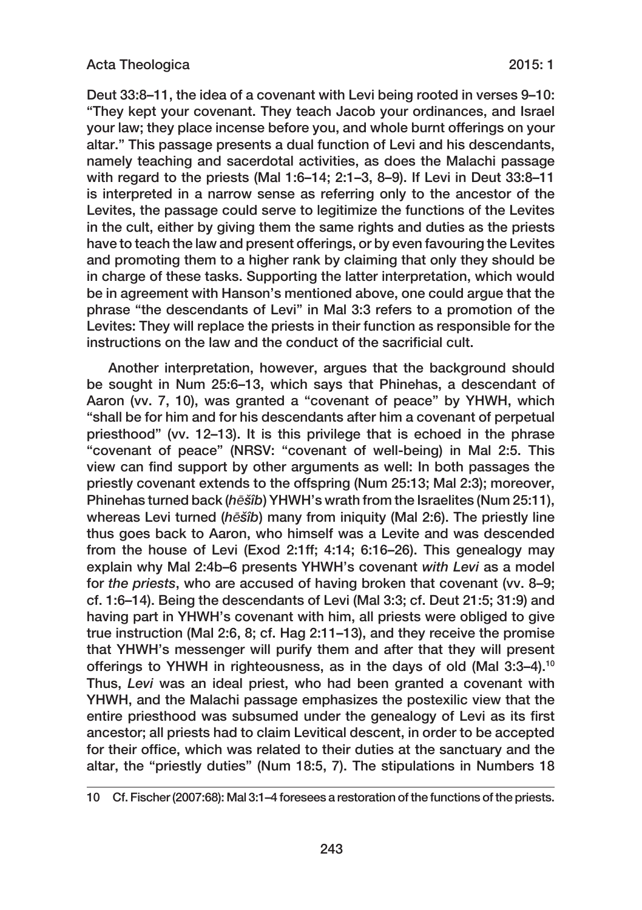Deut 33:8–11, the idea of a covenant with Levi being rooted in verses 9–10: "They kept your covenant. They teach Jacob your ordinances, and Israel your law; they place incense before you, and whole burnt offerings on your altar." This passage presents a dual function of Levi and his descendants, namely teaching and sacerdotal activities, as does the Malachi passage with regard to the priests (Mal 1:6–14; 2:1–3, 8–9). If Levi in Deut 33:8–11 is interpreted in a narrow sense as referring only to the ancestor of the Levites, the passage could serve to legitimize the functions of the Levites in the cult, either by giving them the same rights and duties as the priests have to teach the law and present offerings, or by even favouring the Levites and promoting them to a higher rank by claiming that only they should be in charge of these tasks. Supporting the latter interpretation, which would be in agreement with Hanson's mentioned above, one could argue that the phrase "the descendants of Levi" in Mal 3:3 refers to a promotion of the Levites: They will replace the priests in their function as responsible for the instructions on the law and the conduct of the sacrificial cult.

Another interpretation, however, argues that the background should be sought in Num 25:6–13, which says that Phinehas, a descendant of Aaron (vv. 7, 10), was granted a "covenant of peace" by YHWH, which "shall be for him and for his descendants after him a covenant of perpetual priesthood" (vv. 12–13). It is this privilege that is echoed in the phrase "covenant of peace" (NRSV: "covenant of well-being) in Mal 2:5. This view can find support by other arguments as well: In both passages the priestly covenant extends to the offspring (Num 25:13; Mal 2:3); moreover, Phinehas turned back (*hēšîb*) YHWH's wrath from the Israelites (Num 25:11), whereas Levi turned (*hēšîb*) many from iniquity (Mal 2:6). The priestly line thus goes back to Aaron, who himself was a Levite and was descended from the house of Levi (Exod 2:1ff; 4:14; 6:16–26). This genealogy may explain why Mal 2:4b–6 presents YHWH's covenant *with Levi* as a model for *the priests*, who are accused of having broken that covenant (vv. 8–9; cf. 1:6–14). Being the descendants of Levi (Mal 3:3; cf. Deut 21:5; 31:9) and having part in YHWH's covenant with him, all priests were obliged to give true instruction (Mal 2:6, 8; cf. Hag 2:11–13), and they receive the promise that YHWH's messenger will purify them and after that they will present offerings to YHWH in righteousness, as in the days of old (Mal 3:3–4).[10] Thus, *Levi* was an ideal priest, who had been granted a covenant with YHWH, and the Malachi passage emphasizes the postexilic view that the entire priesthood was subsumed under the genealogy of Levi as its first ancestor; all priests had to claim Levitical descent, in order to be accepted for their office, which was related to their duties at the sanctuary and the altar, the "priestly duties" (Num 18:5, 7). The stipulations in Numbers 18

10 Cf. Fischer (2007:68): Mal 3:1–4 foresees a restoration of the functions of the priests.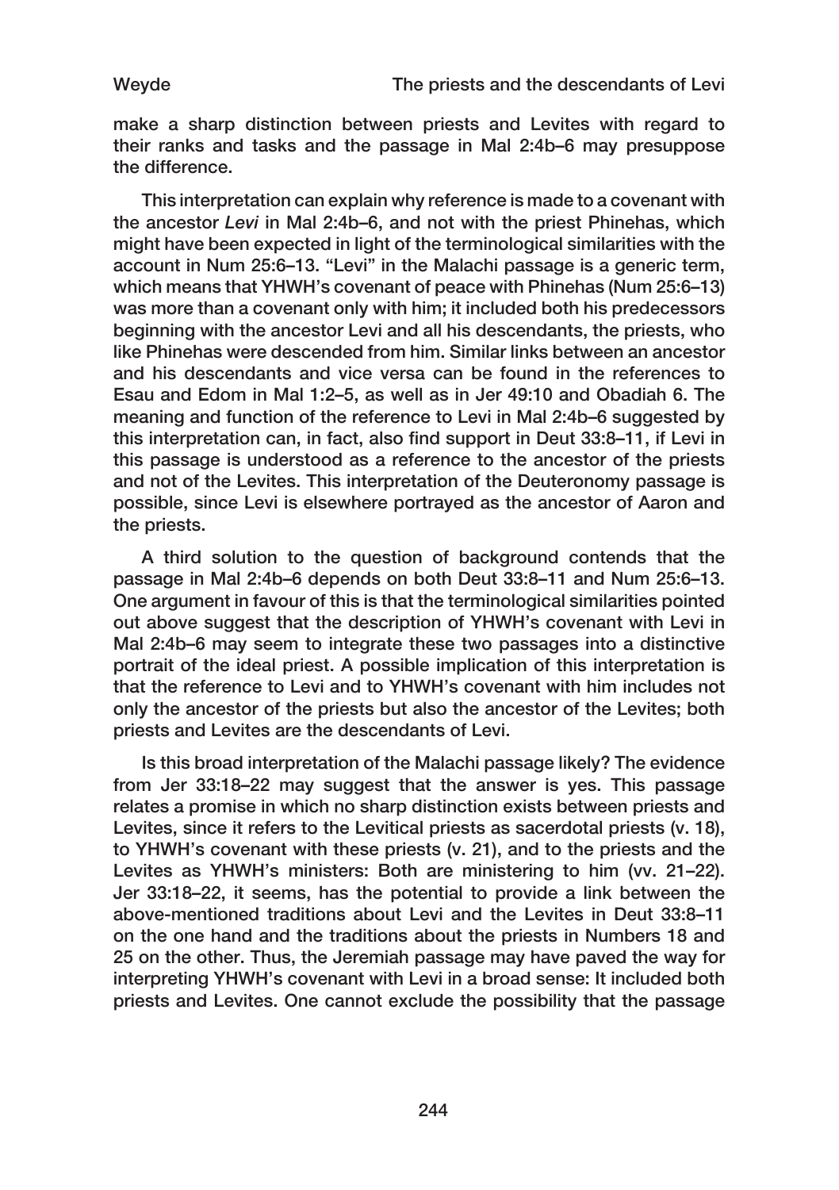make a sharp distinction between priests and Levites with regard to their ranks and tasks and the passage in Mal 2:4b–6 may presuppose the difference.

This interpretation can explain why reference is made to a covenant with the ancestor *Levi* in Mal 2:4b–6, and not with the priest Phinehas, which might have been expected in light of the terminological similarities with the account in Num 25:6–13. "Levi" in the Malachi passage is a generic term, which means that YHWH's covenant of peace with Phinehas (Num 25:6–13) was more than a covenant only with him; it included both his predecessors beginning with the ancestor Levi and all his descendants, the priests, who like Phinehas were descended from him. Similar links between an ancestor and his descendants and vice versa can be found in the references to Esau and Edom in Mal 1:2–5, as well as in Jer 49:10 and Obadiah 6. The meaning and function of the reference to Levi in Mal 2:4b–6 suggested by this interpretation can, in fact, also find support in Deut 33:8–11, if Levi in this passage is understood as a reference to the ancestor of the priests and not of the Levites. This interpretation of the Deuteronomy passage is possible, since Levi is elsewhere portrayed as the ancestor of Aaron and the priests.

A third solution to the question of background contends that the passage in Mal 2:4b–6 depends on both Deut 33:8–11 and Num 25:6–13. One argument in favour of this is that the terminological similarities pointed out above suggest that the description of YHWH's covenant with Levi in Mal 2:4b–6 may seem to integrate these two passages into a distinctive portrait of the ideal priest. A possible implication of this interpretation is that the reference to Levi and to YHWH's covenant with him includes not only the ancestor of the priests but also the ancestor of the Levites; both priests and Levites are the descendants of Levi.

Is this broad interpretation of the Malachi passage likely? The evidence from Jer 33:18–22 may suggest that the answer is yes. This passage relates a promise in which no sharp distinction exists between priests and Levites, since it refers to the Levitical priests as sacerdotal priests (v. 18), to YHWH's covenant with these priests (v. 21), and to the priests and the Levites as YHWH's ministers: Both are ministering to him (vv. 21–22). Jer 33:18–22, it seems, has the potential to provide a link between the above-mentioned traditions about Levi and the Levites in Deut 33:8–11 on the one hand and the traditions about the priests in Numbers 18 and 25 on the other. Thus, the Jeremiah passage may have paved the way for interpreting YHWH's covenant with Levi in a broad sense: It included both priests and Levites. One cannot exclude the possibility that the passage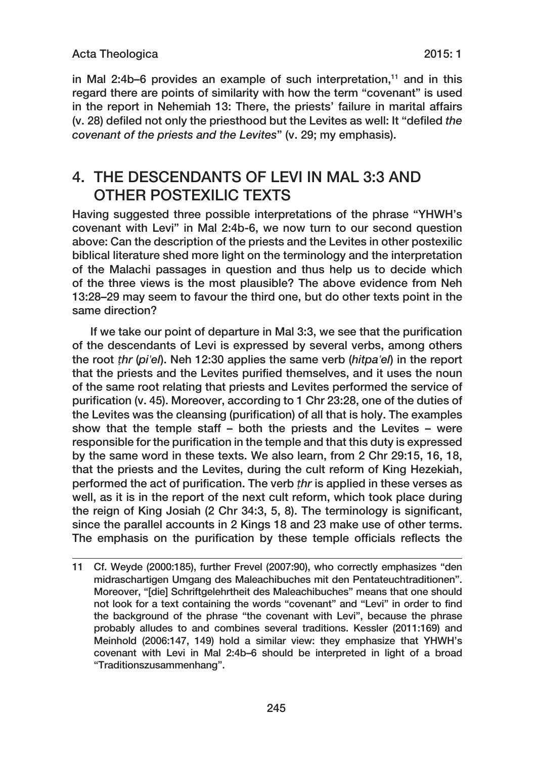in Mal 2:4b–6 provides an example of such interpretation,[11] and in this regard there are points of similarity with how the term "covenant" is used in the report in Nehemiah 13: There, the priests' failure in marital affairs (v. 28) defiled not only the priesthood but the Levites as well: It "defiled *the covenant of the priests and the Levites*" (v. 29; my emphasis).

## 4. THE DESCENDANTS OF LEVI IN MAL 3:3 AND OTHER POSTEXILIC TEXTS

Having suggested three possible interpretations of the phrase "YHWH's covenant with Levi" in Mal 2:4b-6, we now turn to our second question above: Can the description of the priests and the Levites in other postexilic biblical literature shed more light on the terminology and the interpretation of the Malachi passages in question and thus help us to decide which of the three views is the most plausible? The above evidence from Neh 13:28–29 may seem to favour the third one, but do other texts point in the same direction?

If we take our point of departure in Mal 3:3, we see that the purification of the descendants of Levi is expressed by several verbs, among others the root *ṭhr* (*pi'el*). Neh 12:30 applies the same verb (*hitpa'el*) in the report that the priests and the Levites purified themselves, and it uses the noun of the same root relating that priests and Levites performed the service of purification (v. 45). Moreover, according to 1 Chr 23:28, one of the duties of the Levites was the cleansing (purification) of all that is holy. The examples show that the temple staff – both the priests and the Levites – were responsible for the purification in the temple and that this duty is expressed by the same word in these texts. We also learn, from 2 Chr 29:15, 16, 18, that the priests and the Levites, during the cult reform of King Hezekiah, performed the act of purification. The verb *ṭhr* is applied in these verses as well, as it is in the report of the next cult reform, which took place during the reign of King Josiah (2 Chr 34:3, 5, 8). The terminology is significant, since the parallel accounts in 2 Kings 18 and 23 make use of other terms. The emphasis on the purification by these temple officials reflects the

---

11 Cf. Weyde (2000:185), further Frevel (2007:90), who correctly emphasizes "den midraschartigen Umgang des Maleachibuches mit den Pentateuchtraditionen". Moreover, "[die] Schriftgelehrtheit des Maleachibuches" means that one should not look for a text containing the words "covenant" and "Levi" in order to find the background of the phrase "the covenant with Levi", because the phrase probably alludes to and combines several traditions. Kessler (2011:169) and Meinhold (2006:147, 149) hold a similar view: they emphasize that YHWH's covenant with Levi in Mal 2:4b–6 should be interpreted in light of a broad "Traditionszusammenhang".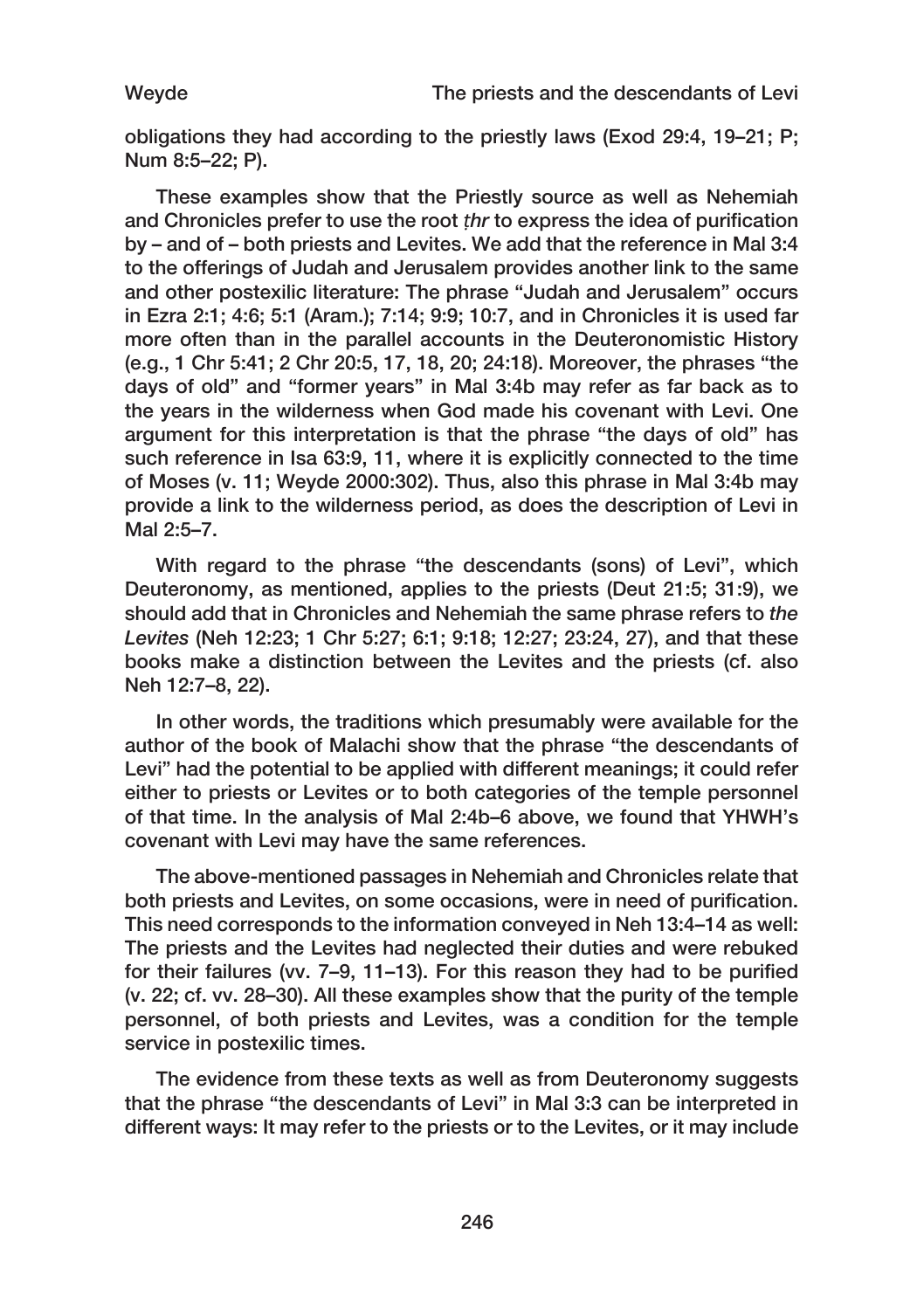obligations they had according to the priestly laws (Exod 29:4, 19–21; P; Num 8:5–22; P).

These examples show that the Priestly source as well as Nehemiah and Chronicles prefer to use the root *ṭhr* to express the idea of purification by – and of – both priests and Levites. We add that the reference in Mal 3:4 to the offerings of Judah and Jerusalem provides another link to the same and other postexilic literature: The phrase "Judah and Jerusalem" occurs in Ezra 2:1; 4:6; 5:1 (Aram.); 7:14; 9:9; 10:7, and in Chronicles it is used far more often than in the parallel accounts in the Deuteronomistic History (e.g., 1 Chr 5:41; 2 Chr 20:5, 17, 18, 20; 24:18). Moreover, the phrases "the days of old" and "former years" in Mal 3:4b may refer as far back as to the years in the wilderness when God made his covenant with Levi. One argument for this interpretation is that the phrase "the days of old" has such reference in Isa 63:9, 11, where it is explicitly connected to the time of Moses (v. 11; Weyde 2000:302). Thus, also this phrase in Mal 3:4b may provide a link to the wilderness period, as does the description of Levi in Mal 2:5–7.

With regard to the phrase "the descendants (sons) of Levi", which Deuteronomy, as mentioned, applies to the priests (Deut 21:5; 31:9), we should add that in Chronicles and Nehemiah the same phrase refers to *the Levites* (Neh 12:23; 1 Chr 5:27; 6:1; 9:18; 12:27; 23:24, 27), and that these books make a distinction between the Levites and the priests (cf. also Neh 12:7–8, 22).

In other words, the traditions which presumably were available for the author of the book of Malachi show that the phrase "the descendants of Levi" had the potential to be applied with different meanings; it could refer either to priests or Levites or to both categories of the temple personnel of that time. In the analysis of Mal 2:4b–6 above, we found that YHWH's covenant with Levi may have the same references.

The above-mentioned passages in Nehemiah and Chronicles relate that both priests and Levites, on some occasions, were in need of purification. This need corresponds to the information conveyed in Neh 13:4–14 as well: The priests and the Levites had neglected their duties and were rebuked for their failures (vv. 7–9, 11–13). For this reason they had to be purified (v. 22; cf. vv. 28–30). All these examples show that the purity of the temple personnel, of both priests and Levites, was a condition for the temple service in postexilic times.

The evidence from these texts as well as from Deuteronomy suggests that the phrase "the descendants of Levi" in Mal 3:3 can be interpreted in different ways: It may refer to the priests or to the Levites, or it may include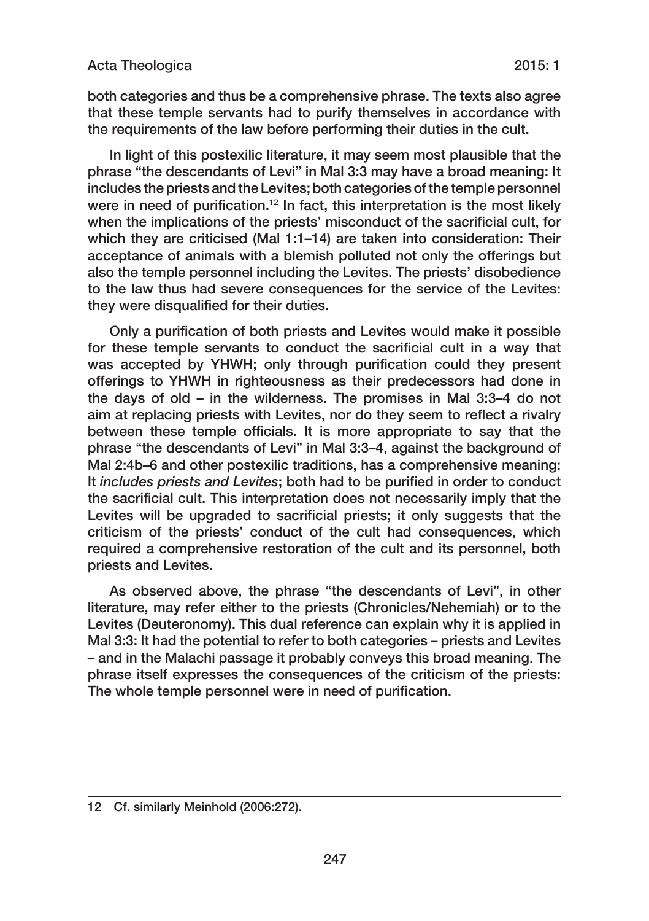both categories and thus be a comprehensive phrase. The texts also agree that these temple servants had to purify themselves in accordance with the requirements of the law before performing their duties in the cult.

In light of this postexilic literature, it may seem most plausible that the phrase "the descendants of Levi" in Mal 3:3 may have a broad meaning: It includes the priests and the Levites; both categories of the temple personnel were in need of purification.[12] In fact, this interpretation is the most likely when the implications of the priests' misconduct of the sacrificial cult, for which they are criticised (Mal 1:1–14) are taken into consideration: Their acceptance of animals with a blemish polluted not only the offerings but also the temple personnel including the Levites. The priests' disobedience to the law thus had severe consequences for the service of the Levites: they were disqualified for their duties.

Only a purification of both priests and Levites would make it possible for these temple servants to conduct the sacrificial cult in a way that was accepted by YHWH; only through purification could they present offerings to YHWH in righteousness as their predecessors had done in the days of old – in the wilderness. The promises in Mal 3:3–4 do not aim at replacing priests with Levites, nor do they seem to reflect a rivalry between these temple officials. It is more appropriate to say that the phrase "the descendants of Levi" in Mal 3:3–4, against the background of Mal 2:4b–6 and other postexilic traditions, has a comprehensive meaning: It *includes priests and Levites*; both had to be purified in order to conduct the sacrificial cult. This interpretation does not necessarily imply that the Levites will be upgraded to sacrificial priests; it only suggests that the criticism of the priests' conduct of the cult had consequences, which required a comprehensive restoration of the cult and its personnel, both priests and Levites.

As observed above, the phrase "the descendants of Levi", in other literature, may refer either to the priests (Chronicles/Nehemiah) or to the Levites (Deuteronomy). This dual reference can explain why it is applied in Mal 3:3: It had the potential to refer to both categories – priests and Levites – and in the Malachi passage it probably conveys this broad meaning. The phrase itself expresses the consequences of the criticism of the priests: The whole temple personnel were in need of purification.

---

12 Cf. similarly Meinhold (2006:272).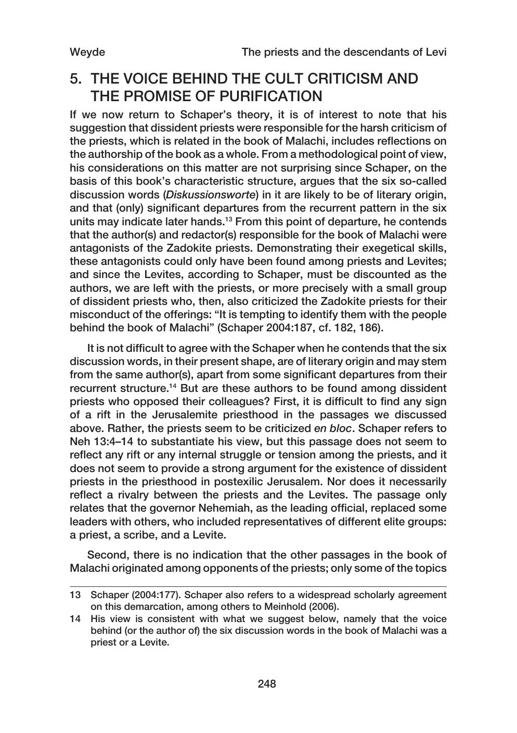## 5. THE VOICE BEHIND THE CULT CRITICISM AND THE PROMISE OF PURIFICATION

If we now return to Schaper's theory, it is of interest to note that his suggestion that dissident priests were responsible for the harsh criticism of the priests, which is related in the book of Malachi, includes reflections on the authorship of the book as a whole. From a methodological point of view, his considerations on this matter are not surprising since Schaper, on the basis of this book's characteristic structure, argues that the six so-called discussion words (*Diskussionsworte*) in it are likely to be of literary origin, and that (only) significant departures from the recurrent pattern in the six units may indicate later hands.[13] From this point of departure, he contends that the author(s) and redactor(s) responsible for the book of Malachi were antagonists of the Zadokite priests. Demonstrating their exegetical skills, these antagonists could only have been found among priests and Levites; and since the Levites, according to Schaper, must be discounted as the authors, we are left with the priests, or more precisely with a small group of dissident priests who, then, also criticized the Zadokite priests for their misconduct of the offerings: "It is tempting to identify them with the people behind the book of Malachi" (Schaper 2004:187, cf. 182, 186).

It is not difficult to agree with the Schaper when he contends that the six discussion words, in their present shape, are of literary origin and may stem from the same author(s), apart from some significant departures from their recurrent structure.[14] But are these authors to be found among dissident priests who opposed their colleagues? First, it is difficult to find any sign of a rift in the Jerusalemite priesthood in the passages we discussed above. Rather, the priests seem to be criticized *en bloc*. Schaper refers to Neh 13:4–14 to substantiate his view, but this passage does not seem to reflect any rift or any internal struggle or tension among the priests, and it does not seem to provide a strong argument for the existence of dissident priests in the priesthood in postexilic Jerusalem. Nor does it necessarily reflect a rivalry between the priests and the Levites. The passage only relates that the governor Nehemiah, as the leading official, replaced some leaders with others, who included representatives of different elite groups: a priest, a scribe, and a Levite.

Second, there is no indication that the other passages in the book of Malachi originated among opponents of the priests; only some of the topics

---

13 Schaper (2004:177). Schaper also refers to a widespread scholarly agreement on this demarcation, among others to Meinhold (2006).

14 His view is consistent with what we suggest below, namely that the voice behind (or the author of) the six discussion words in the book of Malachi was a priest or a Levite.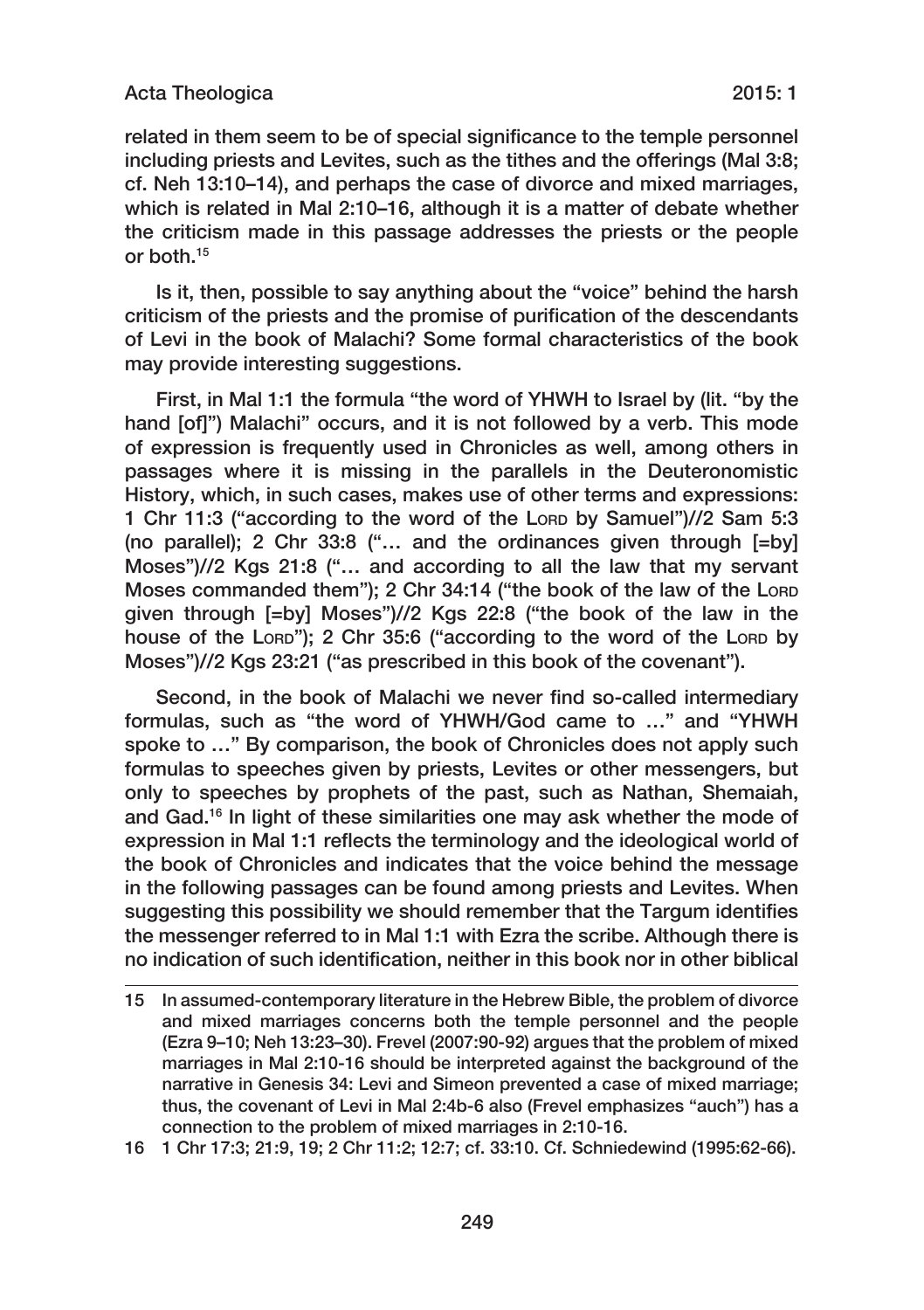related in them seem to be of special significance to the temple personnel including priests and Levites, such as the tithes and the offerings (Mal 3:8; cf. Neh 13:10–14), and perhaps the case of divorce and mixed marriages, which is related in Mal 2:10–16, although it is a matter of debate whether the criticism made in this passage addresses the priests or the people or both.[15]

Is it, then, possible to say anything about the "voice" behind the harsh criticism of the priests and the promise of purification of the descendants of Levi in the book of Malachi? Some formal characteristics of the book may provide interesting suggestions.

First, in Mal 1:1 the formula "the word of YHWH to Israel by (lit. "by the hand [of]") Malachi" occurs, and it is not followed by a verb. This mode of expression is frequently used in Chronicles as well, among others in passages where it is missing in the parallels in the Deuteronomistic History, which, in such cases, makes use of other terms and expressions: 1 Chr 11:3 ("according to the word of the Lord by Samuel")//2 Sam 5:3 (no parallel); 2 Chr 33:8 ("… and the ordinances given through [=by] Moses")//2 Kgs 21:8 ("… and according to all the law that my servant Moses commanded them"); 2 Chr 34:14 ("the book of the law of the Lord given through [=by] Moses")//2 Kgs 22:8 ("the book of the law in the house of the Lord"); 2 Chr 35:6 ("according to the word of the Lord by Moses")//2 Kgs 23:21 ("as prescribed in this book of the covenant").

Second, in the book of Malachi we never find so-called intermediary formulas, such as "the word of YHWH/God came to …" and "YHWH spoke to …" By comparison, the book of Chronicles does not apply such formulas to speeches given by priests, Levites or other messengers, but only to speeches by prophets of the past, such as Nathan, Shemaiah, and Gad.[16] In light of these similarities one may ask whether the mode of expression in Mal 1:1 reflects the terminology and the ideological world of the book of Chronicles and indicates that the voice behind the message in the following passages can be found among priests and Levites. When suggesting this possibility we should remember that the Targum identifies the messenger referred to in Mal 1:1 with Ezra the scribe. Although there is no indication of such identification, neither in this book nor in other biblical

---

15 In assumed-contemporary literature in the Hebrew Bible, the problem of divorce and mixed marriages concerns both the temple personnel and the people (Ezra 9–10; Neh 13:23–30). Frevel (2007:90-92) argues that the problem of mixed marriages in Mal 2:10-16 should be interpreted against the background of the narrative in Genesis 34: Levi and Simeon prevented a case of mixed marriage; thus, the covenant of Levi in Mal 2:4b-6 also (Frevel emphasizes "auch") has a connection to the problem of mixed marriages in 2:10-16.

16 1 Chr 17:3; 21:9, 19; 2 Chr 11:2; 12:7; cf. 33:10. Cf. Schniedewind (1995:62-66).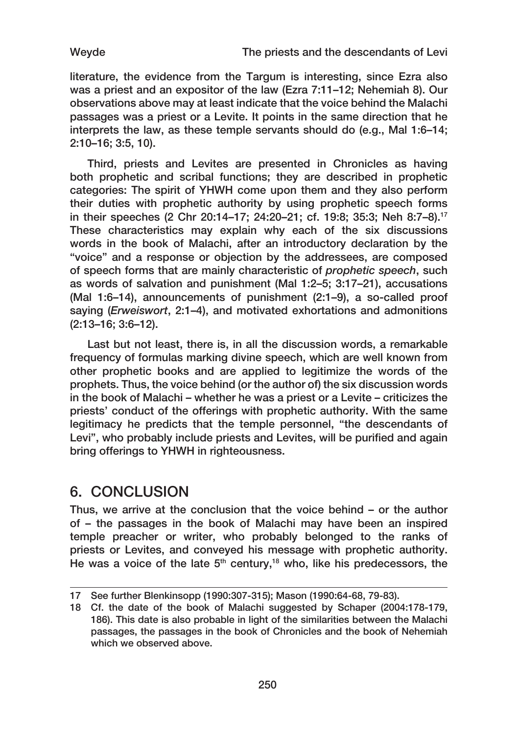literature, the evidence from the Targum is interesting, since Ezra also was a priest and an expositor of the law (Ezra 7:11–12; Nehemiah 8). Our observations above may at least indicate that the voice behind the Malachi passages was a priest or a Levite. It points in the same direction that he interprets the law, as these temple servants should do (e.g., Mal 1:6–14; 2:10–16; 3:5, 10).

Third, priests and Levites are presented in Chronicles as having both prophetic and scribal functions; they are described in prophetic categories: The spirit of YHWH come upon them and they also perform their duties with prophetic authority by using prophetic speech forms in their speeches (2 Chr 20:14–17; 24:20–21; cf. 19:8; 35:3; Neh 8:7–8).[17] These characteristics may explain why each of the six discussions words in the book of Malachi, after an introductory declaration by the "voice" and a response or objection by the addressees, are composed of speech forms that are mainly characteristic of *prophetic speech*, such as words of salvation and punishment (Mal 1:2–5; 3:17–21), accusations (Mal 1:6–14), announcements of punishment (2:1–9), a so-called proof saying (*Erweiswort*, 2:1–4), and motivated exhortations and admonitions (2:13–16; 3:6–12).

Last but not least, there is, in all the discussion words, a remarkable frequency of formulas marking divine speech, which are well known from other prophetic books and are applied to legitimize the words of the prophets. Thus, the voice behind (or the author of) the six discussion words in the book of Malachi – whether he was a priest or a Levite – criticizes the priests' conduct of the offerings with prophetic authority. With the same legitimacy he predicts that the temple personnel, "the descendants of Levi", who probably include priests and Levites, will be purified and again bring offerings to YHWH in righteousness.

## 6. CONCLUSION

Thus, we arrive at the conclusion that the voice behind – or the author of – the passages in the book of Malachi may have been an inspired temple preacher or writer, who probably belonged to the ranks of priests or Levites, and conveyed his message with prophetic authority. He was a voice of the late 5th century,[18] who, like his predecessors, the

---

17 See further Blenkinsopp (1990:307-315); Mason (1990:64-68, 79-83).

18 Cf. the date of the book of Malachi suggested by Schaper (2004:178-179, 186). This date is also probable in light of the similarities between the Malachi passages, the passages in the book of Chronicles and the book of Nehemiah which we observed above.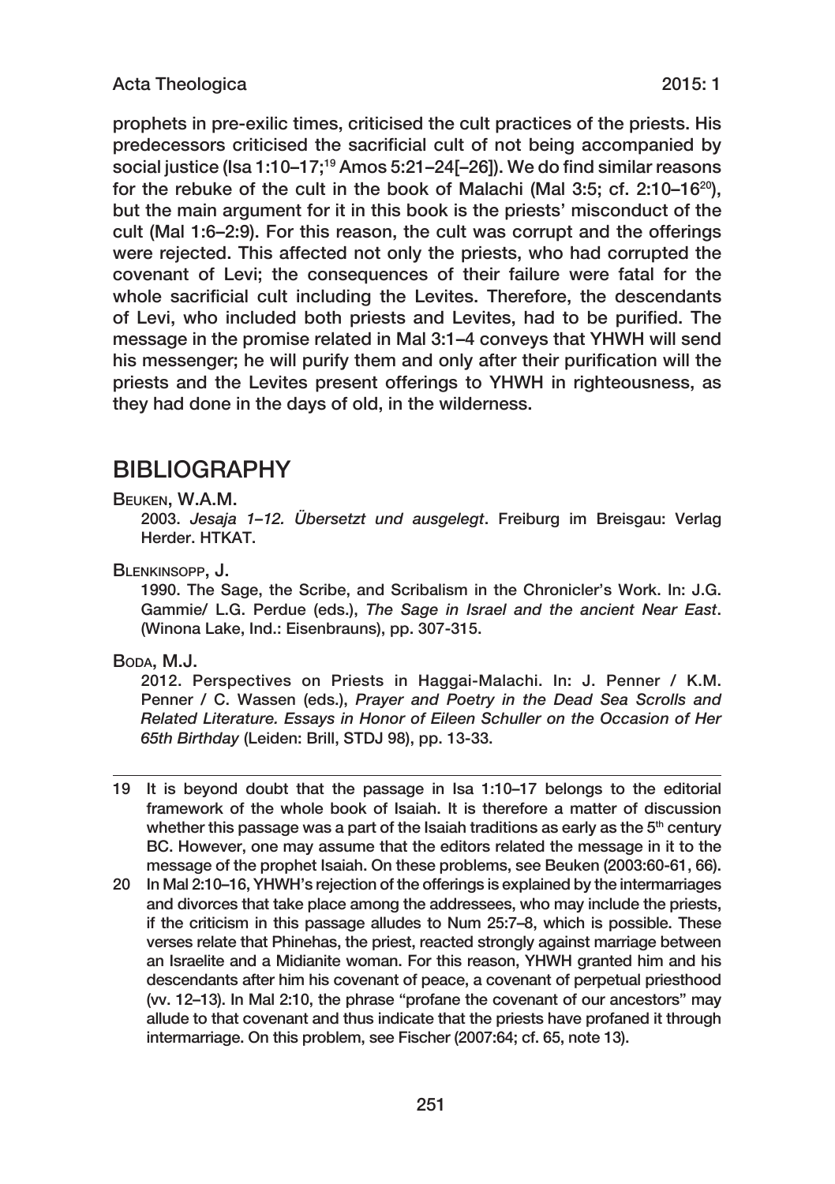prophets in pre-exilic times, criticised the cult practices of the priests. His predecessors criticised the sacrificial cult of not being accompanied by social justice (Isa 1:10–17;[19] Amos 5:21–24[–26]). We do find similar reasons for the rebuke of the cult in the book of Malachi (Mal 3:5; cf. 2:10–16[20]), but the main argument for it in this book is the priests' misconduct of the cult (Mal 1:6–2:9). For this reason, the cult was corrupt and the offerings were rejected. This affected not only the priests, who had corrupted the covenant of Levi; the consequences of their failure were fatal for the whole sacrificial cult including the Levites. Therefore, the descendants of Levi, who included both priests and Levites, had to be purified. The message in the promise related in Mal 3:1–4 conveys that YHWH will send his messenger; he will purify them and only after their purification will the priests and the Levites present offerings to YHWH in righteousness, as they had done in the days of old, in the wilderness.

## BIBLIOGRAPHY

Beuken, W.A.M.

2003. *Jesaja 1–12. Übersetzt und ausgelegt*. Freiburg im Breisgau: Verlag Herder. HTKAT.

Blenkinsopp, J.

1990. The Sage, the Scribe, and Scribalism in the Chronicler's Work. In: J.G. Gammie/ L.G. Perdue (eds.), *The Sage in Israel and the ancient Near East*. (Winona Lake, Ind.: Eisenbrauns), pp. 307-315.

Boda, M.J.

2012. Perspectives on Priests in Haggai-Malachi. In: J. Penner / K.M. Penner / C. Wassen (eds.), *Prayer and Poetry in the Dead Sea Scrolls and Related Literature. Essays in Honor of Eileen Schuller on the Occasion of Her 65th Birthday* (Leiden: Brill, STDJ 98), pp. 13-33.

---

19 It is beyond doubt that the passage in Isa 1:10–17 belongs to the editorial framework of the whole book of Isaiah. It is therefore a matter of discussion whether this passage was a part of the Isaiah traditions as early as the 5th century BC. However, one may assume that the editors related the message in it to the message of the prophet Isaiah. On these problems, see Beuken (2003:60-61, 66).

20 In Mal 2:10–16, YHWH's rejection of the offerings is explained by the intermarriages and divorces that take place among the addressees, who may include the priests, if the criticism in this passage alludes to Num 25:7–8, which is possible. These verses relate that Phinehas, the priest, reacted strongly against marriage between an Israelite and a Midianite woman. For this reason, YHWH granted him and his descendants after him his covenant of peace, a covenant of perpetual priesthood (vv. 12–13). In Mal 2:10, the phrase "profane the covenant of our ancestors" may allude to that covenant and thus indicate that the priests have profaned it through intermarriage. On this problem, see Fischer (2007:64; cf. 65, note 13).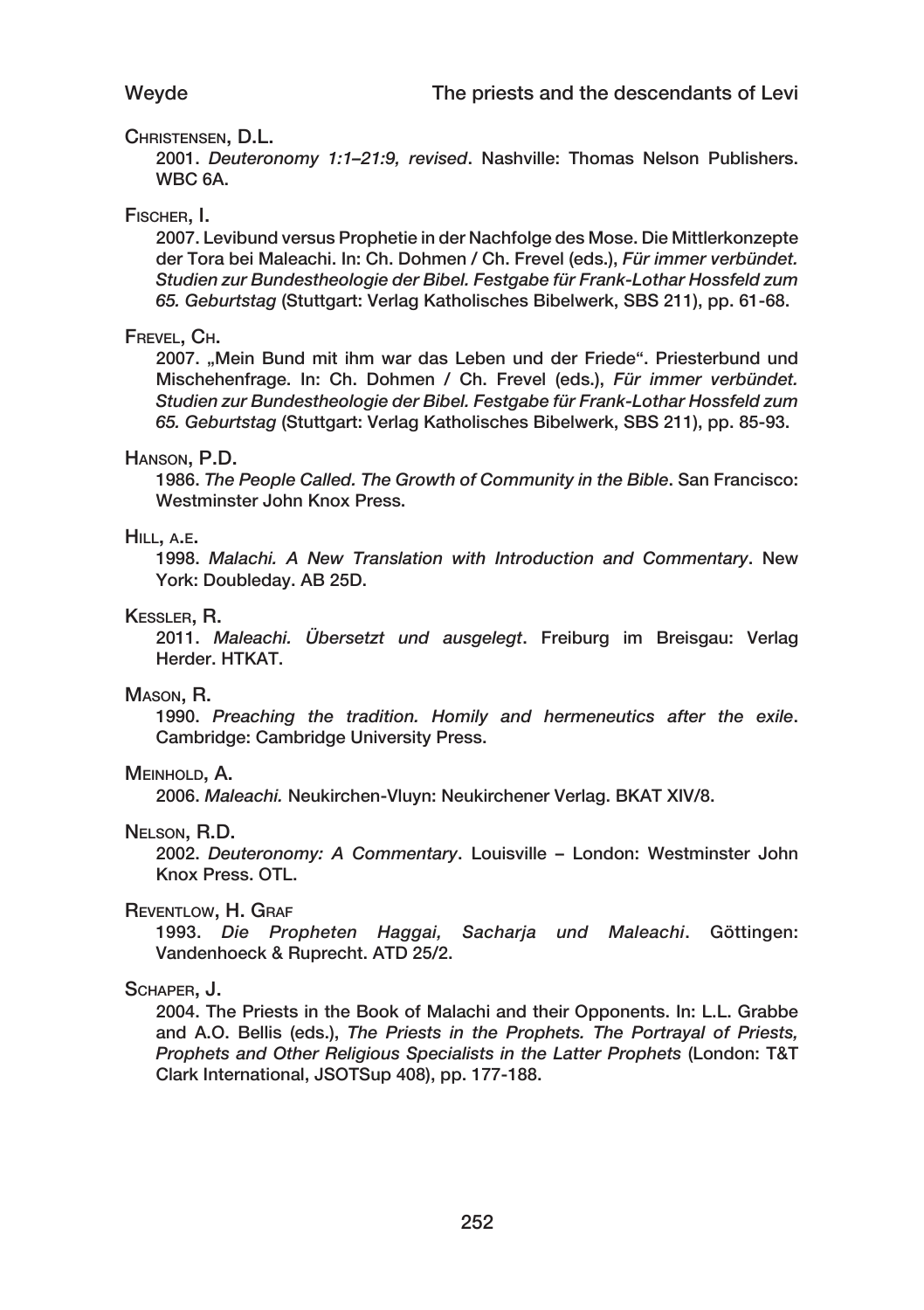Christensen, D.L.

2001. *Deuteronomy 1:1–21:9, revised*. Nashville: Thomas Nelson Publishers. WBC 6A.

Fischer, I.

2007. Levibund versus Prophetie in der Nachfolge des Mose. Die Mittlerkonzepte der Tora bei Maleachi. In: Ch. Dohmen / Ch. Frevel (eds.), *Für immer verbündet. Studien zur Bundestheologie der Bibel. Festgabe für Frank-Lothar Hossfeld zum 65. Geburtstag* (Stuttgart: Verlag Katholisches Bibelwerk, SBS 211), pp. 61-68.

Frevel, Ch.

2007. „Mein Bund mit ihm war das Leben und der Friede". Priesterbund und Mischehenfrage. In: Ch. Dohmen / Ch. Frevel (eds.), *Für immer verbündet. Studien zur Bundestheologie der Bibel. Festgabe für Frank-Lothar Hossfeld zum 65. Geburtstag* (Stuttgart: Verlag Katholisches Bibelwerk, SBS 211), pp. 85-93.

Hanson, P.D.

1986. *The People Called. The Growth of Community in the Bible*. San Francisco: Westminster John Knox Press.

Hill, a.e.

1998. *Malachi. A New Translation with Introduction and Commentary*. New York: Doubleday. AB 25D.

Kessler, R.

2011. *Maleachi. Übersetzt und ausgelegt*. Freiburg im Breisgau: Verlag Herder. HTKAT.

Mason, R.

1990. *Preaching the tradition. Homily and hermeneutics after the exile*. Cambridge: Cambridge University Press.

Meinhold, A.

2006. *Maleachi.* Neukirchen-Vluyn: Neukirchener Verlag. BKAT XIV/8.

Nelson, R.D.

2002. *Deuteronomy: A Commentary*. Louisville – London: Westminster John Knox Press. OTL.

Reventlow, H. Graf

1993. *Die Propheten Haggai, Sacharja und Maleachi*. Göttingen: Vandenhoeck & Ruprecht. ATD 25/2.

Schaper, J.

2004. The Priests in the Book of Malachi and their Opponents. In: L.L. Grabbe and A.O. Bellis (eds.), *The Priests in the Prophets. The Portrayal of Priests, Prophets and Other Religious Specialists in the Latter Prophets* (London: T&T Clark International, JSOTSup 408), pp. 177-188.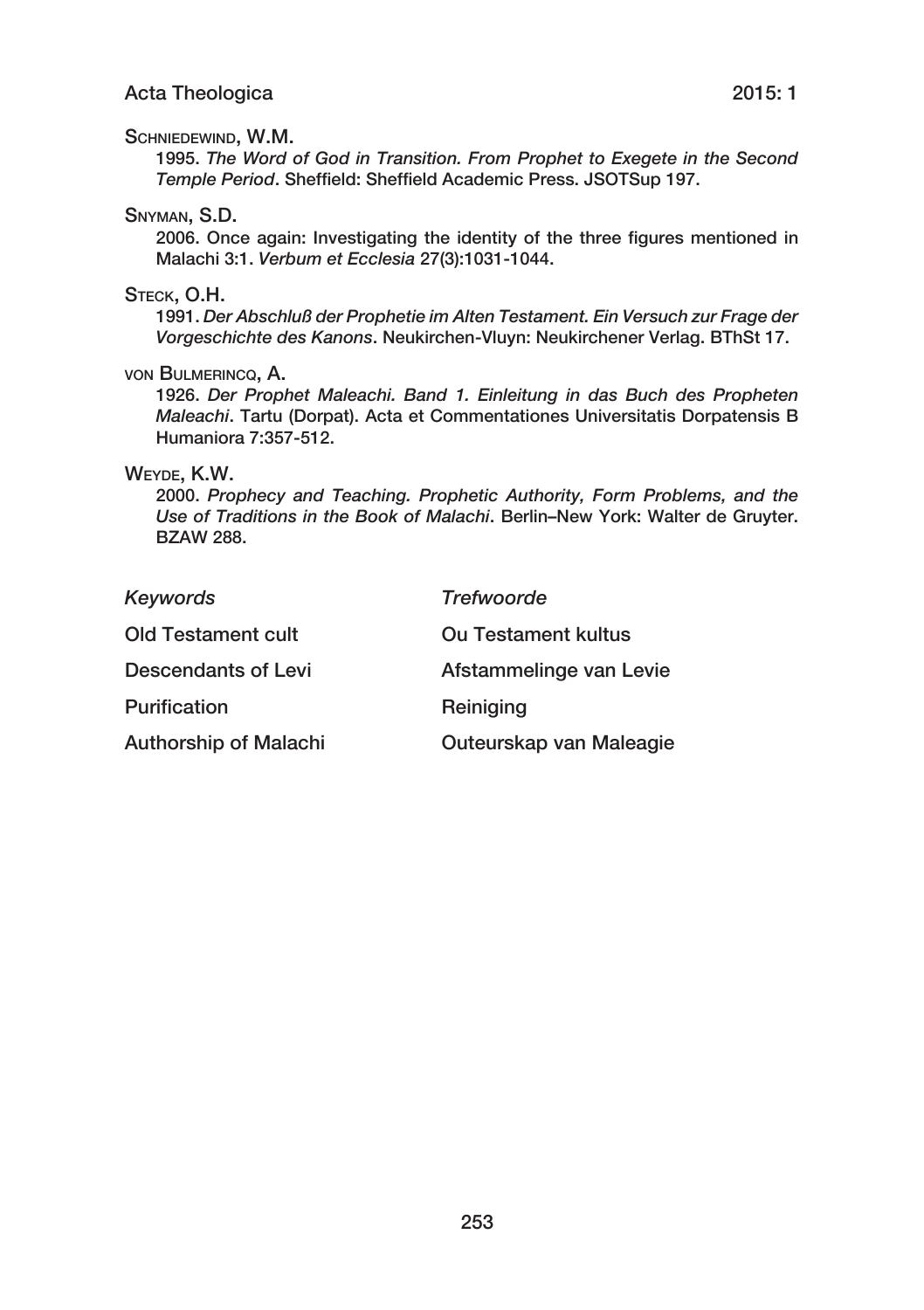Schniedewind, W.M.

1995. *The Word of God in Transition. From Prophet to Exegete in the Second Temple Period*. Sheffield: Sheffield Academic Press. JSOTSup 197.

Snyman, S.D.

2006. Once again: Investigating the identity of the three figures mentioned in Malachi 3:1. *Verbum et Ecclesia* 27(3):1031-1044.

Steck, O.H.

1991. *Der Abschluß der Prophetie im Alten Testament. Ein Versuch zur Frage der Vorgeschichte des Kanons*. Neukirchen-Vluyn: Neukirchener Verlag. BThSt 17.

von Bulmerincq, A.

1926. *Der Prophet Maleachi. Band 1. Einleitung in das Buch des Propheten Maleachi*. Tartu (Dorpat). Acta et Commentationes Universitatis Dorpatensis B Humaniora 7:357-512.

Weyde, K.W.

2000. *Prophecy and Teaching. Prophetic Authority, Form Problems, and the Use of Traditions in the Book of Malachi*. Berlin–New York: Walter de Gruyter. BZAW 288.

| *Keywords* | *Trefwoorde* |
|---|---|
| Old Testament cult | Ou Testament kultus |
| Descendants of Levi | Afstammelinge van Levie |
| Purification | Reiniging |
| Authorship of Malachi | Outeurskap van Maleagie |